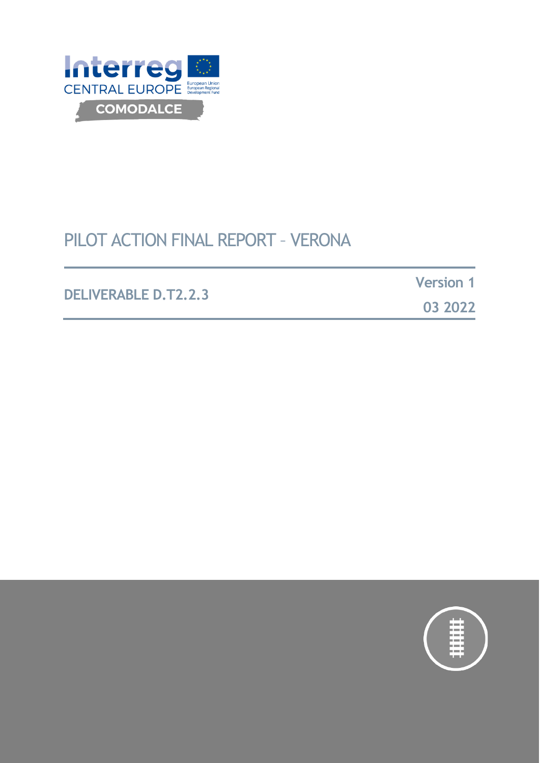Interreg
CENTRAL EUROPE
European Union
European Regional Development Fund

COMODALCE

# PILOT ACTION FINAL REPORT – VERONA

**DELIVERABLE D.T2.2.3**

**Version 1**

**03 2022**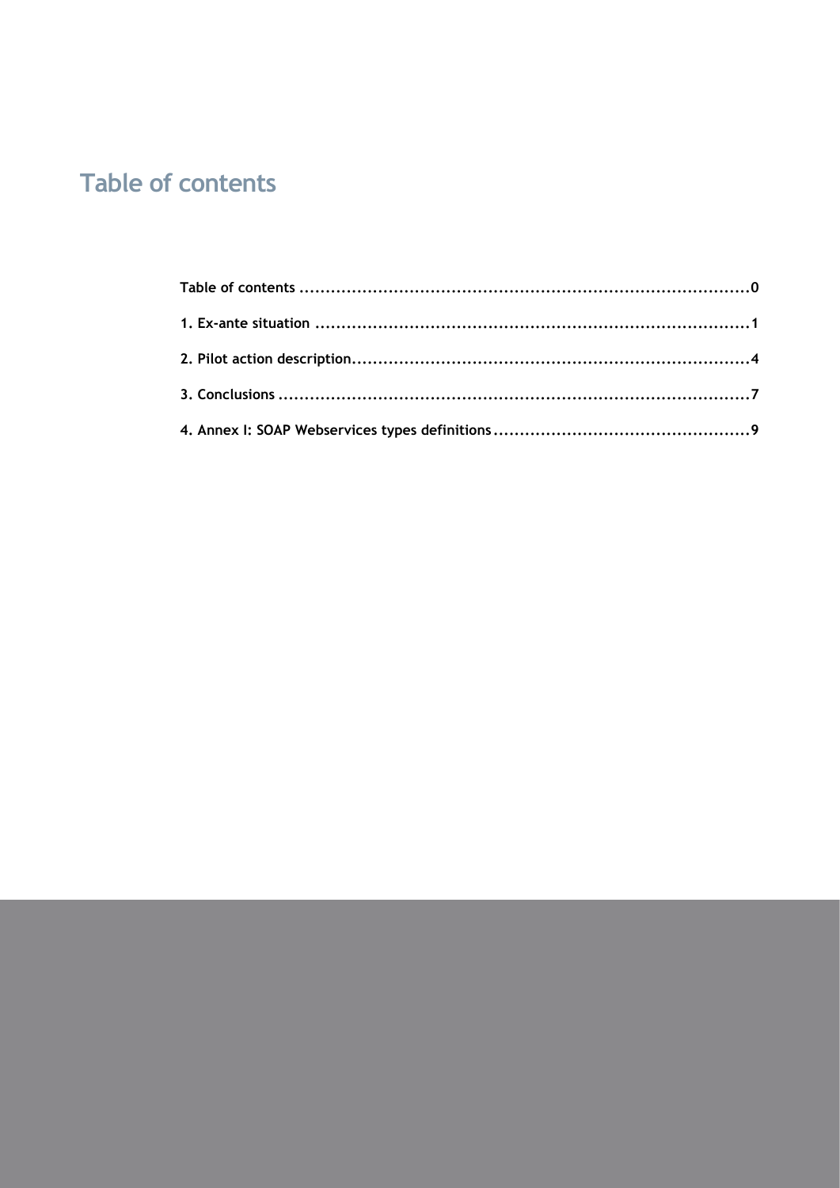# Table of contents

Table of contents ........................................................................................0

1. Ex-ante situation ......................................................................................1

2. Pilot action description..............................................................................4

3. Conclusions ..............................................................................................7

4. Annex I: SOAP Webservices types definitions .................................................9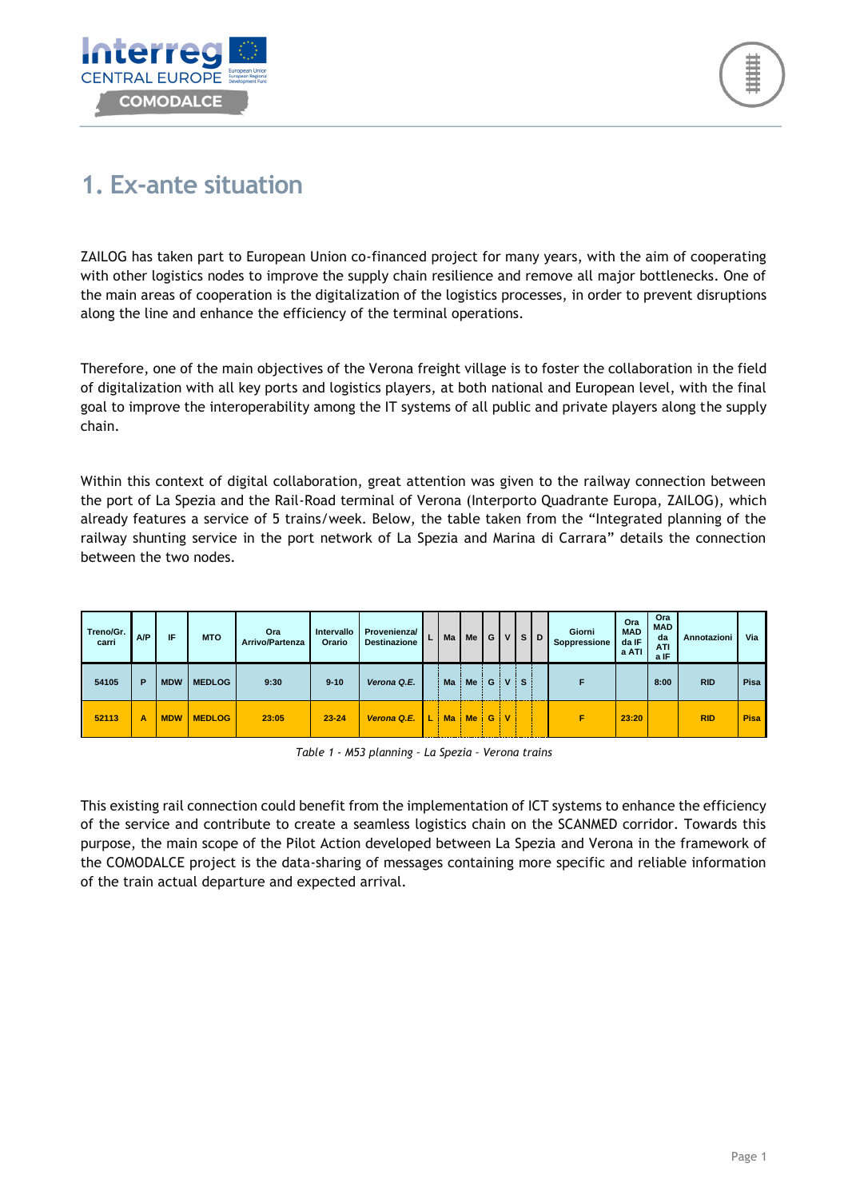# 1. Ex-ante situation

ZAILOG has taken part to European Union co-financed project for many years, with the aim of cooperating with other logistics nodes to improve the supply chain resilience and remove all major bottlenecks. One of the main areas of cooperation is the digitalization of the logistics processes, in order to prevent disruptions along the line and enhance the efficiency of the terminal operations.

Therefore, one of the main objectives of the Verona freight village is to foster the collaboration in the field of digitalization with all key ports and logistics players, at both national and European level, with the final goal to improve the interoperability among the IT systems of all public and private players along the supply chain.

Within this context of digital collaboration, great attention was given to the railway connection between the port of La Spezia and the Rail-Road terminal of Verona (Interporto Quadrante Europa, ZAILOG), which already features a service of 5 trains/week. Below, the table taken from the "Integrated planning of the railway shunting service in the port network of La Spezia and Marina di Carrara" details the connection between the two nodes.

| Treno/Gr. carri | A/P | IF | MTO | Ora Arrivo/Partenza | Intervallo Orario | Provenienza/ Destinazione | L | Ma | Me | G | V | S | D | Giorni Soppressione | Ora MAD da IF a ATI | Ora MAD da ATI a IF | Annotazioni | Via |
|---|---|---|---|---|---|---|---|---|---|---|---|---|---|---|---|---|---|---|
| 54105 | P | MDW | MEDLOG | 9:30 | 9-10 | *Verona Q.E.* | | Ma | Me | G | V | S | | F | | 8:00 | RID | Pisa |
| 52113 | A | MDW | MEDLOG | 23:05 | 23-24 | *Verona Q.E.* | L | Ma | Me | G | V | | | F | 23:20 | | RID | Pisa |

*Table 1 - M53 planning – La Spezia – Verona trains*

This existing rail connection could benefit from the implementation of ICT systems to enhance the efficiency of the service and contribute to create a seamless logistics chain on the SCANMED corridor. Towards this purpose, the main scope of the Pilot Action developed between La Spezia and Verona in the framework of the COMODALCE project is the data-sharing of messages containing more specific and reliable information of the train actual departure and expected arrival.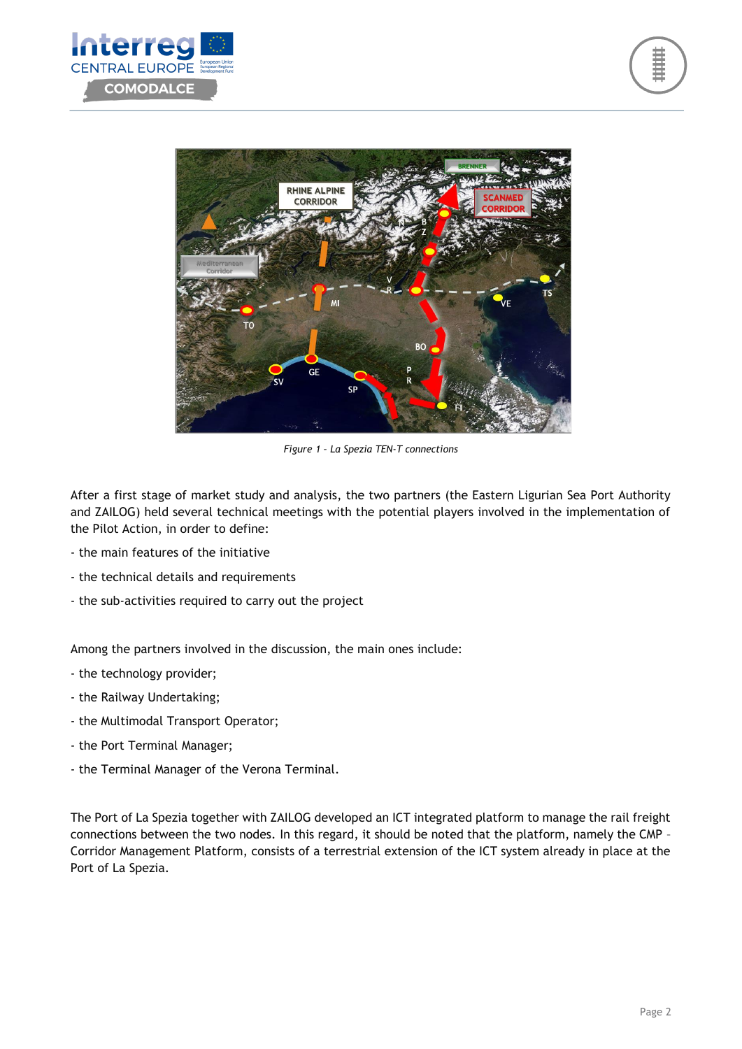*Figure 1 – La Spezia TEN-T connections*

After a first stage of market study and analysis, the two partners (the Eastern Ligurian Sea Port Authority and ZAILOG) held several technical meetings with the potential players involved in the implementation of the Pilot Action, in order to define:

- the main features of the initiative
- the technical details and requirements
- the sub-activities required to carry out the project

Among the partners involved in the discussion, the main ones include:

- the technology provider;
- the Railway Undertaking;
- the Multimodal Transport Operator;
- the Port Terminal Manager;
- the Terminal Manager of the Verona Terminal.

The Port of La Spezia together with ZAILOG developed an ICT integrated platform to manage the rail freight connections between the two nodes. In this regard, it should be noted that the platform, namely the CMP – Corridor Management Platform, consists of a terrestrial extension of the ICT system already in place at the Port of La Spezia.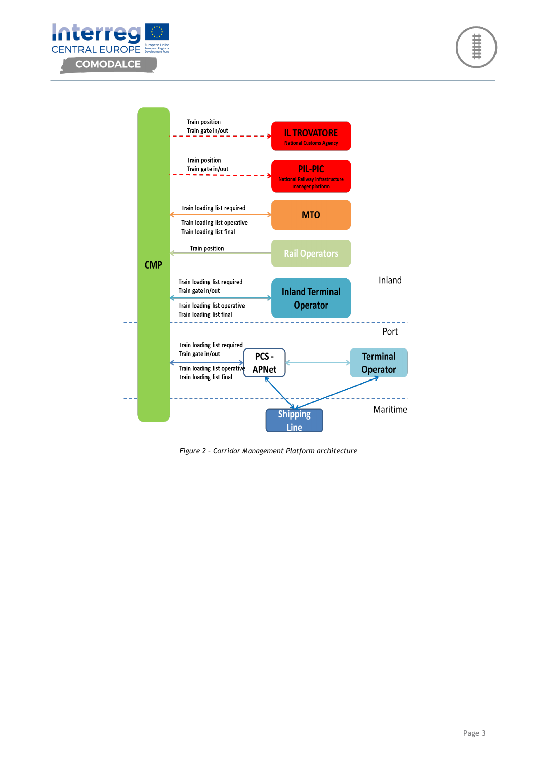*Figure 2 - Corridor Management Platform architecture*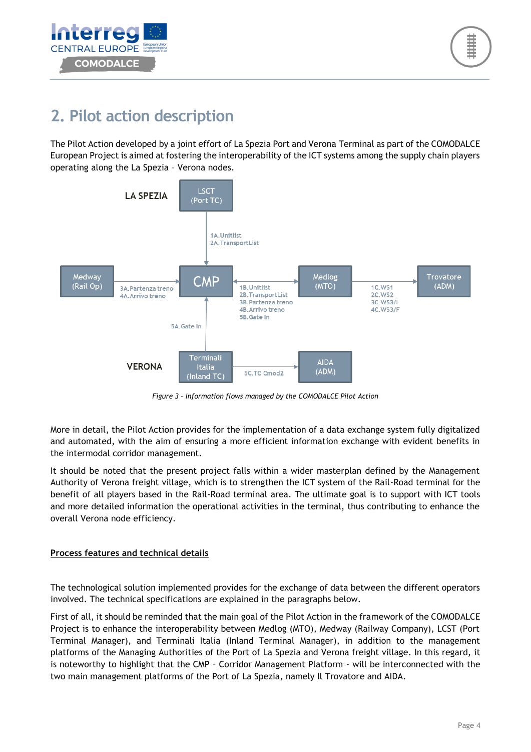## 2. Pilot action description

The Pilot Action developed by a joint effort of La Spezia Port and Verona Terminal as part of the COMODALCE European Project is aimed at fostering the interoperability of the ICT systems among the supply chain players operating along the La Spezia – Verona nodes.

LA SPEZIA

LSCT (Port TC)

1A.Unitlist
2A.TransportList

Medway (Rail Op)

3A.Partenza treno
4A.Arrivo treno

CMP

1B.Unitlist
2B.TransportList
3B.Partenza treno
4B.Arrivo treno
5B.Gate In

Medlog (MTO)

1C.WS1
2C.WS2
3C.WS3/I
4C.WS3/F

Trovatore (ADM)

5A.Gate In

VERONA

Terminali Italia (Inland TC)

5C.TC Cmod2

AIDA (ADM)

*Figure 3 – Information flows managed by the COMODALCE Pilot Action*

More in detail, the Pilot Action provides for the implementation of a data exchange system fully digitalized and automated, with the aim of ensuring a more efficient information exchange with evident benefits in the intermodal corridor management.

It should be noted that the present project falls within a wider masterplan defined by the Management Authority of Verona freight village, which is to strengthen the ICT system of the Rail-Road terminal for the benefit of all players based in the Rail-Road terminal area. The ultimate goal is to support with ICT tools and more detailed information the operational activities in the terminal, thus contributing to enhance the overall Verona node efficiency.

<u>**Process features and technical details**</u>

The technological solution implemented provides for the exchange of data between the different operators involved. The technical specifications are explained in the paragraphs below.

First of all, it should be reminded that the main goal of the Pilot Action in the framework of the COMODALCE Project is to enhance the interoperability between Medlog (MTO), Medway (Railway Company), LCST (Port Terminal Manager), and Terminali Italia (Inland Terminal Manager), in addition to the management platforms of the Managing Authorities of the Port of La Spezia and Verona freight village. In this regard, it is noteworthy to highlight that the CMP – Corridor Management Platform - will be interconnected with the two main management platforms of the Port of La Spezia, namely Il Trovatore and AIDA.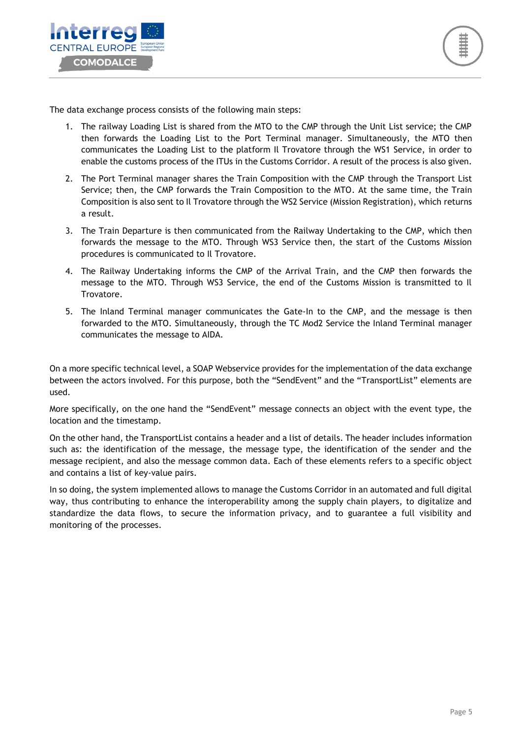The data exchange process consists of the following main steps:

1. The railway Loading List is shared from the MTO to the CMP through the Unit List service; the CMP then forwards the Loading List to the Port Terminal manager. Simultaneously, the MTO then communicates the Loading List to the platform Il Trovatore through the WS1 Service, in order to enable the customs process of the ITUs in the Customs Corridor. A result of the process is also given.
2. The Port Terminal manager shares the Train Composition with the CMP through the Transport List Service; then, the CMP forwards the Train Composition to the MTO. At the same time, the Train Composition is also sent to Il Trovatore through the WS2 Service (Mission Registration), which returns a result.
3. The Train Departure is then communicated from the Railway Undertaking to the CMP, which then forwards the message to the MTO. Through WS3 Service then, the start of the Customs Mission procedures is communicated to Il Trovatore.
4. The Railway Undertaking informs the CMP of the Arrival Train, and the CMP then forwards the message to the MTO. Through WS3 Service, the end of the Customs Mission is transmitted to Il Trovatore.
5. The Inland Terminal manager communicates the Gate-In to the CMP, and the message is then forwarded to the MTO. Simultaneously, through the TC Mod2 Service the Inland Terminal manager communicates the message to AIDA.

On a more specific technical level, a SOAP Webservice provides for the implementation of the data exchange between the actors involved. For this purpose, both the "SendEvent" and the "TransportList" elements are used.

More specifically, on the one hand the "SendEvent" message connects an object with the event type, the location and the timestamp.

On the other hand, the TransportList contains a header and a list of details. The header includes information such as: the identification of the message, the message type, the identification of the sender and the message recipient, and also the message common data. Each of these elements refers to a specific object and contains a list of key-value pairs.

In so doing, the system implemented allows to manage the Customs Corridor in an automated and full digital way, thus contributing to enhance the interoperability among the supply chain players, to digitalize and standardize the data flows, to secure the information privacy, and to guarantee a full visibility and monitoring of the processes.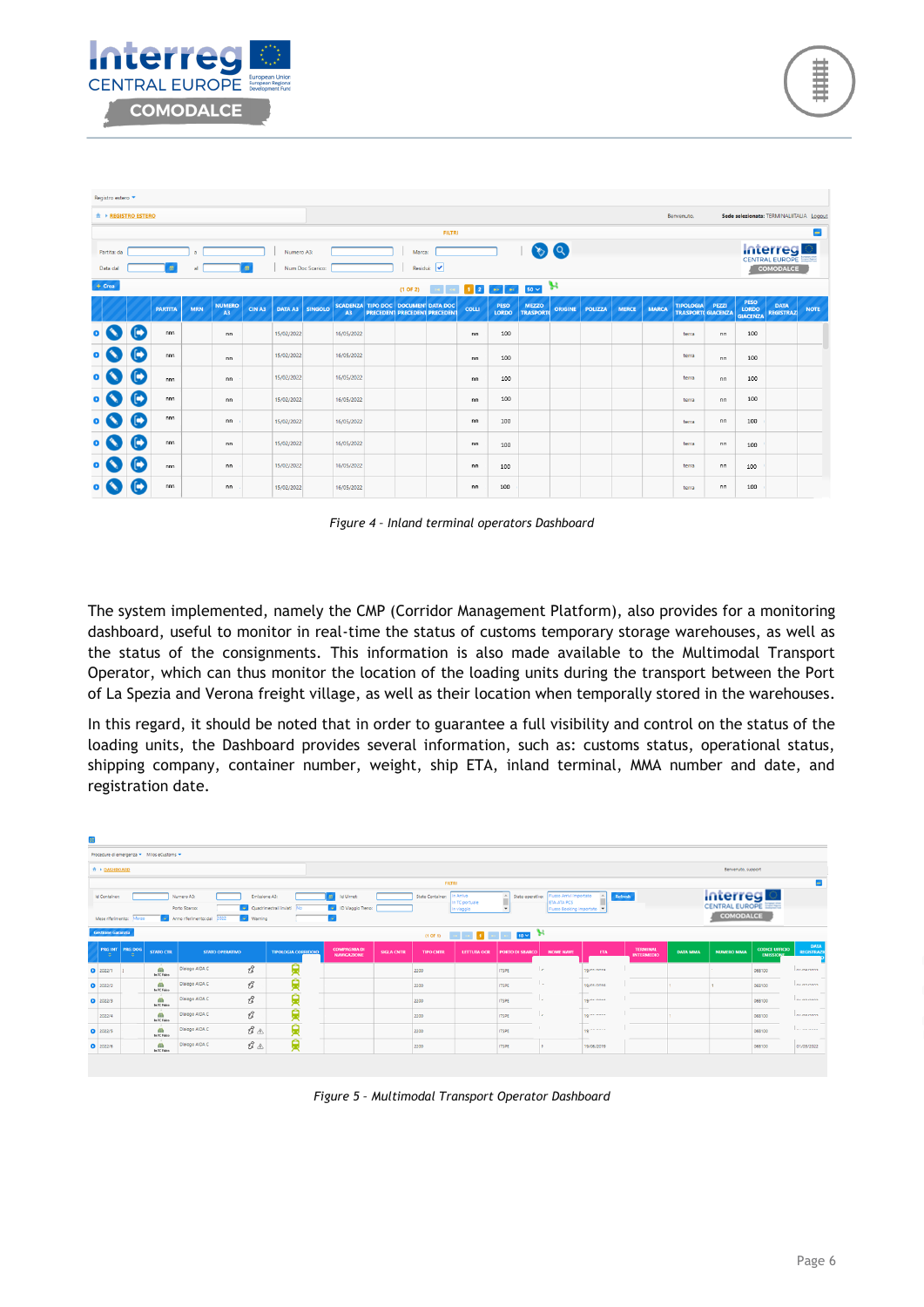Figure 4 – Inland terminal operators Dashboard

The system implemented, namely the CMP (Corridor Management Platform), also provides for a monitoring dashboard, useful to monitor in real-time the status of customs temporary storage warehouses, as well as the status of the consignments. This information is also made available to the Multimodal Transport Operator, which can thus monitor the location of the loading units during the transport between the Port of La Spezia and Verona freight village, as well as their location when temporally stored in the warehouses.

In this regard, it should be noted that in order to guarantee a full visibility and control on the status of the loading units, the Dashboard provides several information, such as: customs status, operational status, shipping company, container number, weight, ship ETA, inland terminal, MMA number and date, and registration date.

Figure 5 – Multimodal Transport Operator Dashboard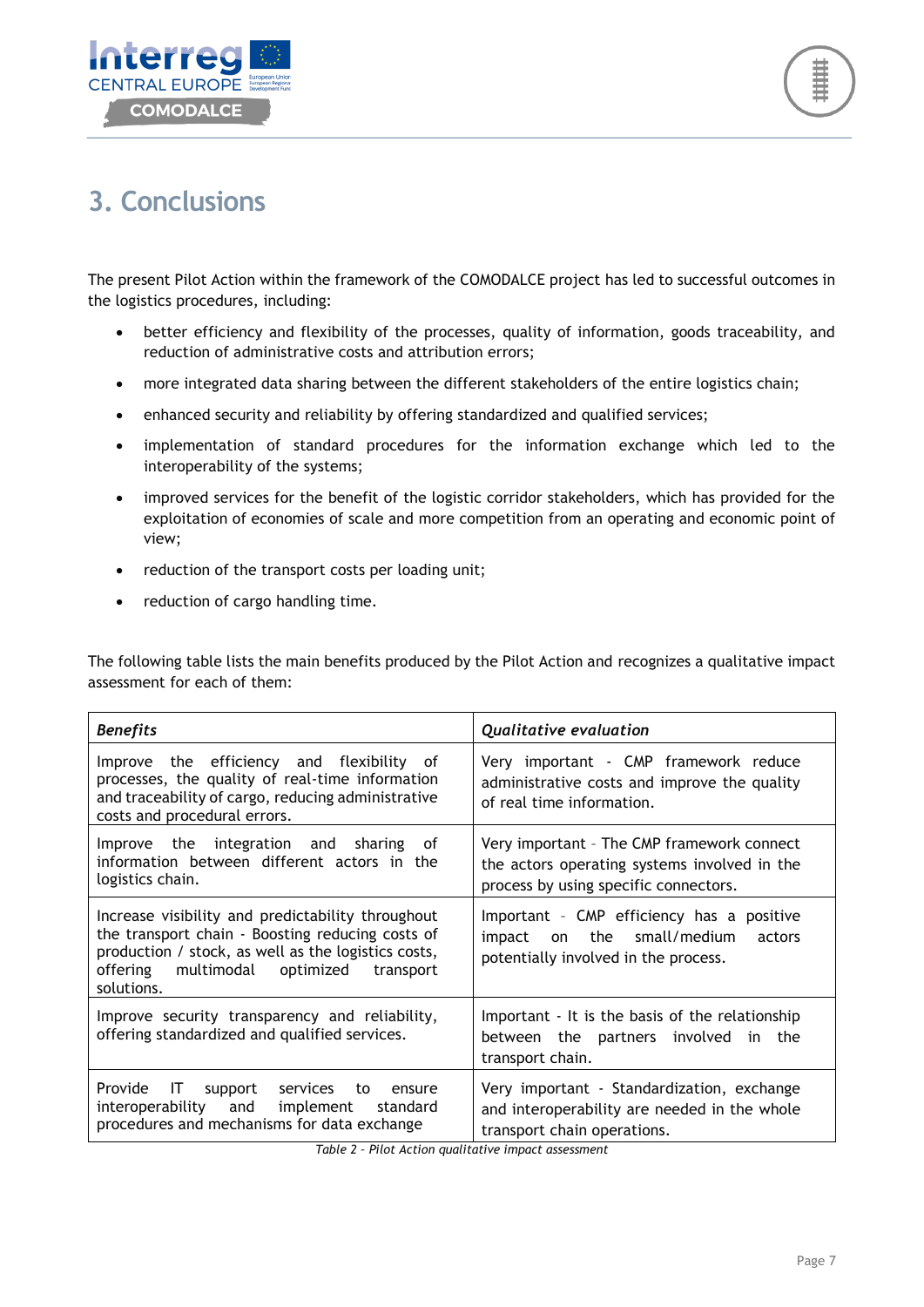# 3. Conclusions

The present Pilot Action within the framework of the COMODALCE project has led to successful outcomes in the logistics procedures, including:

- better efficiency and flexibility of the processes, quality of information, goods traceability, and reduction of administrative costs and attribution errors;
- more integrated data sharing between the different stakeholders of the entire logistics chain;
- enhanced security and reliability by offering standardized and qualified services;
- implementation of standard procedures for the information exchange which led to the interoperability of the systems;
- improved services for the benefit of the logistic corridor stakeholders, which has provided for the exploitation of economies of scale and more competition from an operating and economic point of view;
- reduction of the transport costs per loading unit;
- reduction of cargo handling time.

The following table lists the main benefits produced by the Pilot Action and recognizes a qualitative impact assessment for each of them:

| ***Benefits*** | ***Qualitative evaluation*** |
|---|---|
| Improve the efficiency and flexibility of processes, the quality of real-time information and traceability of cargo, reducing administrative costs and procedural errors. | Very important - CMP framework reduce administrative costs and improve the quality of real time information. |
| Improve the integration and sharing of information between different actors in the logistics chain. | Very important – The CMP framework connect the actors operating systems involved in the process by using specific connectors. |
| Increase visibility and predictability throughout the transport chain - Boosting reducing costs of production / stock, as well as the logistics costs, offering multimodal optimized transport solutions. | Important – CMP efficiency has a positive impact on the small/medium actors potentially involved in the process. |
| Improve security transparency and reliability, offering standardized and qualified services. | Important - It is the basis of the relationship between the partners involved in the transport chain. |
| Provide IT support services to ensure interoperability and implement standard procedures and mechanisms for data exchange | Very important - Standardization, exchange and interoperability are needed in the whole transport chain operations. |

*Table 2 – Pilot Action qualitative impact assessment*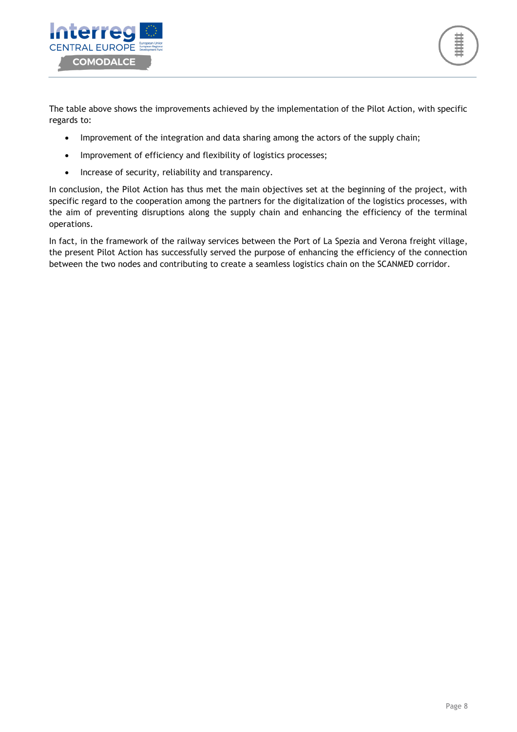The table above shows the improvements achieved by the implementation of the Pilot Action, with specific regards to:

- Improvement of the integration and data sharing among the actors of the supply chain;
- Improvement of efficiency and flexibility of logistics processes;
- Increase of security, reliability and transparency.

In conclusion, the Pilot Action has thus met the main objectives set at the beginning of the project, with specific regard to the cooperation among the partners for the digitalization of the logistics processes, with the aim of preventing disruptions along the supply chain and enhancing the efficiency of the terminal operations.

In fact, in the framework of the railway services between the Port of La Spezia and Verona freight village, the present Pilot Action has successfully served the purpose of enhancing the efficiency of the connection between the two nodes and contributing to create a seamless logistics chain on the SCANMED corridor.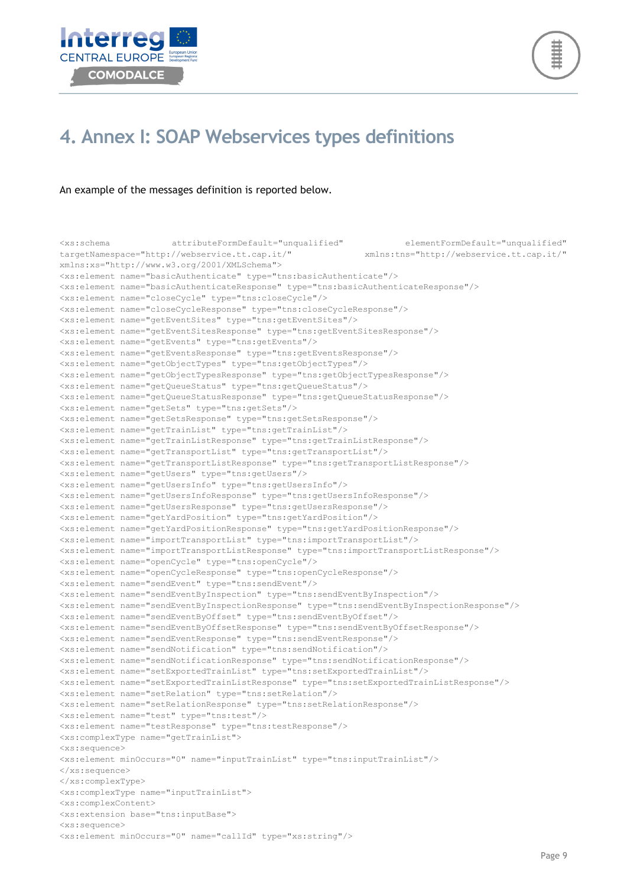# 4. Annex I: SOAP Webservices types definitions

An example of the messages definition is reported below.

```
<xs:schema attributeFormDefault="unqualified" elementFormDefault="unqualified"
targetNamespace="http://webservice.tt.cap.it/" xmlns:tns="http://webservice.tt.cap.it/"
xmlns:xs="http://www.w3.org/2001/XMLSchema">
<xs:element name="basicAuthenticate" type="tns:basicAuthenticate"/>
<xs:element name="basicAuthenticateResponse" type="tns:basicAuthenticateResponse"/>
<xs:element name="closeCycle" type="tns:closeCycle"/>
<xs:element name="closeCycleResponse" type="tns:closeCycleResponse"/>
<xs:element name="getEventSites" type="tns:getEventSites"/>
<xs:element name="getEventSitesResponse" type="tns:getEventSitesResponse"/>
<xs:element name="getEvents" type="tns:getEvents"/>
<xs:element name="getEventsResponse" type="tns:getEventsResponse"/>
<xs:element name="getObjectTypes" type="tns:getObjectTypes"/>
<xs:element name="getObjectTypesResponse" type="tns:getObjectTypesResponse"/>
<xs:element name="getQueueStatus" type="tns:getQueueStatus"/>
<xs:element name="getQueueStatusResponse" type="tns:getQueueStatusResponse"/>
<xs:element name="getSets" type="tns:getSets"/>
<xs:element name="getSetsResponse" type="tns:getSetsResponse"/>
<xs:element name="getTrainList" type="tns:getTrainList"/>
<xs:element name="getTrainListResponse" type="tns:getTrainListResponse"/>
<xs:element name="getTransportList" type="tns:getTransportList"/>
<xs:element name="getTransportListResponse" type="tns:getTransportListResponse"/>
<xs:element name="getUsers" type="tns:getUsers"/>
<xs:element name="getUsersInfo" type="tns:getUsersInfo"/>
<xs:element name="getUsersInfoResponse" type="tns:getUsersInfoResponse"/>
<xs:element name="getUsersResponse" type="tns:getUsersResponse"/>
<xs:element name="getYardPosition" type="tns:getYardPosition"/>
<xs:element name="getYardPositionResponse" type="tns:getYardPositionResponse"/>
<xs:element name="importTransportList" type="tns:importTransportList"/>
<xs:element name="importTransportListResponse" type="tns:importTransportListResponse"/>
<xs:element name="openCycle" type="tns:openCycle"/>
<xs:element name="openCycleResponse" type="tns:openCycleResponse"/>
<xs:element name="sendEvent" type="tns:sendEvent"/>
<xs:element name="sendEventByInspection" type="tns:sendEventByInspection"/>
<xs:element name="sendEventByInspectionResponse" type="tns:sendEventByInspectionResponse"/>
<xs:element name="sendEventByOffset" type="tns:sendEventByOffset"/>
<xs:element name="sendEventByOffsetResponse" type="tns:sendEventByOffsetResponse"/>
<xs:element name="sendEventResponse" type="tns:sendEventResponse"/>
<xs:element name="sendNotification" type="tns:sendNotification"/>
<xs:element name="sendNotificationResponse" type="tns:sendNotificationResponse"/>
<xs:element name="setExportedTrainList" type="tns:setExportedTrainList"/>
<xs:element name="setExportedTrainListResponse" type="tns:setExportedTrainListResponse"/>
<xs:element name="setRelation" type="tns:setRelation"/>
<xs:element name="setRelationResponse" type="tns:setRelationResponse"/>
<xs:element name="test" type="tns:test"/>
<xs:element name="testResponse" type="tns:testResponse"/>
<xs:complexType name="getTrainList">
<xs:sequence>
<xs:element minOccurs="0" name="inputTrainList" type="tns:inputTrainList"/>
</xs:sequence>
</xs:complexType>
<xs:complexType name="inputTrainList">
<xs:complexContent>
<xs:extension base="tns:inputBase">
<xs:sequence>
<xs:element minOccurs="0" name="callId" type="xs:string"/>
```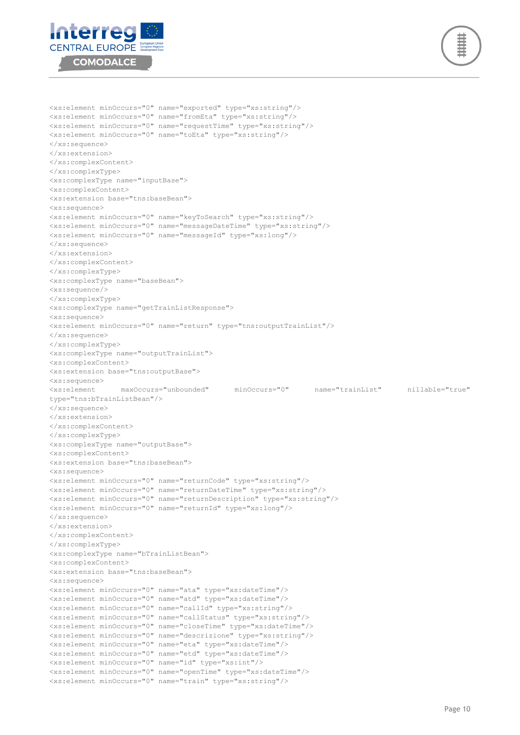```
<xs:element minOccurs="0" name="exported" type="xs:string"/>
<xs:element minOccurs="0" name="fromEta" type="xs:string"/>
<xs:element minOccurs="0" name="requestTime" type="xs:string"/>
<xs:element minOccurs="0" name="toEta" type="xs:string"/>
</xs:sequence>
</xs:extension>
</xs:complexContent>
</xs:complexType>
<xs:complexType name="inputBase">
<xs:complexContent>
<xs:extension base="tns:baseBean">
<xs:sequence>
<xs:element minOccurs="0" name="keyToSearch" type="xs:string"/>
<xs:element minOccurs="0" name="messageDateTime" type="xs:string"/>
<xs:element minOccurs="0" name="messageId" type="xs:long"/>
</xs:sequence>
</xs:extension>
</xs:complexContent>
</xs:complexType>
<xs:complexType name="baseBean">
<xs:sequence/>
</xs:complexType>
<xs:complexType name="getTrainListResponse">
<xs:sequence>
<xs:element minOccurs="0" name="return" type="tns:outputTrainList"/>
</xs:sequence>
</xs:complexType>
<xs:complexType name="outputTrainList">
<xs:complexContent>
<xs:extension base="tns:outputBase">
<xs:sequence>
<xs:element maxOccurs="unbounded" minOccurs="0" name="trainList" nillable="true"
type="tns:bTrainListBean"/>
</xs:sequence>
</xs:extension>
</xs:complexContent>
</xs:complexType>
<xs:complexType name="outputBase">
<xs:complexContent>
<xs:extension base="tns:baseBean">
<xs:sequence>
<xs:element minOccurs="0" name="returnCode" type="xs:string"/>
<xs:element minOccurs="0" name="returnDateTime" type="xs:string"/>
<xs:element minOccurs="0" name="returnDescription" type="xs:string"/>
<xs:element minOccurs="0" name="returnId" type="xs:long"/>
</xs:sequence>
</xs:extension>
</xs:complexContent>
</xs:complexType>
<xs:complexType name="bTrainListBean">
<xs:complexContent>
<xs:extension base="tns:baseBean">
<xs:sequence>
<xs:element minOccurs="0" name="ata" type="xs:dateTime"/>
<xs:element minOccurs="0" name="atd" type="xs:dateTime"/>
<xs:element minOccurs="0" name="callId" type="xs:string"/>
<xs:element minOccurs="0" name="callStatus" type="xs:string"/>
<xs:element minOccurs="0" name="closeTime" type="xs:dateTime"/>
<xs:element minOccurs="0" name="descrizione" type="xs:string"/>
<xs:element minOccurs="0" name="eta" type="xs:dateTime"/>
<xs:element minOccurs="0" name="etd" type="xs:dateTime"/>
<xs:element minOccurs="0" name="id" type="xs:int"/>
<xs:element minOccurs="0" name="openTime" type="xs:dateTime"/>
<xs:element minOccurs="0" name="train" type="xs:string"/>
```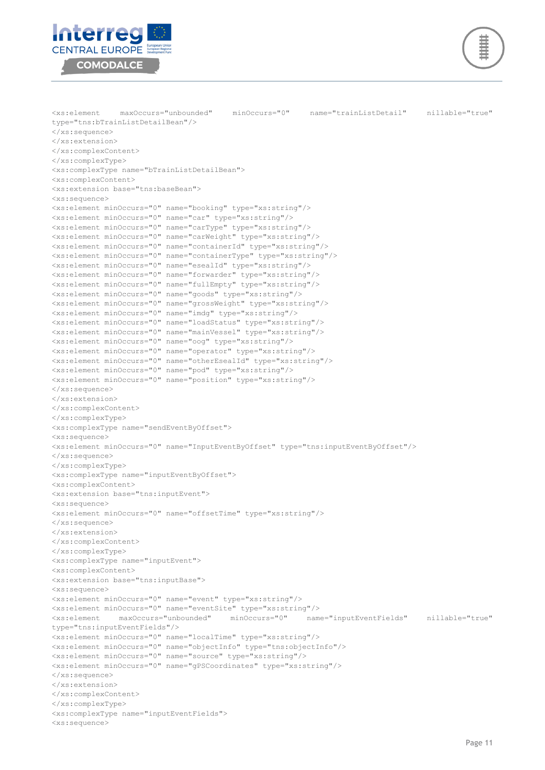```
<xs:element maxOccurs="unbounded" minOccurs="0" name="trainListDetail" nillable="true"
type="tns:bTrainListDetailBean"/>
</xs:sequence>
</xs:extension>
</xs:complexContent>
</xs:complexType>
<xs:complexType name="bTrainListDetailBean">
<xs:complexContent>
<xs:extension base="tns:baseBean">
<xs:sequence>
<xs:element minOccurs="0" name="booking" type="xs:string"/>
<xs:element minOccurs="0" name="car" type="xs:string"/>
<xs:element minOccurs="0" name="carType" type="xs:string"/>
<xs:element minOccurs="0" name="carWeight" type="xs:string"/>
<xs:element minOccurs="0" name="containerId" type="xs:string"/>
<xs:element minOccurs="0" name="containerType" type="xs:string"/>
<xs:element minOccurs="0" name="esealId" type="xs:string"/>
<xs:element minOccurs="0" name="forwarder" type="xs:string"/>
<xs:element minOccurs="0" name="fullEmpty" type="xs:string"/>
<xs:element minOccurs="0" name="goods" type="xs:string"/>
<xs:element minOccurs="0" name="grossWeight" type="xs:string"/>
<xs:element minOccurs="0" name="imdg" type="xs:string"/>
<xs:element minOccurs="0" name="loadStatus" type="xs:string"/>
<xs:element minOccurs="0" name="mainVessel" type="xs:string"/>
<xs:element minOccurs="0" name="oog" type="xs:string"/>
<xs:element minOccurs="0" name="operator" type="xs:string"/>
<xs:element minOccurs="0" name="otherEsealId" type="xs:string"/>
<xs:element minOccurs="0" name="pod" type="xs:string"/>
<xs:element minOccurs="0" name="position" type="xs:string"/>
</xs:sequence>
</xs:extension>
</xs:complexContent>
</xs:complexType>
<xs:complexType name="sendEventByOffset">
<xs:sequence>
<xs:element minOccurs="0" name="InputEventByOffset" type="tns:inputEventByOffset"/>
</xs:sequence>
</xs:complexType>
<xs:complexType name="inputEventByOffset">
<xs:complexContent>
<xs:extension base="tns:inputEvent">
<xs:sequence>
<xs:element minOccurs="0" name="offsetTime" type="xs:string"/>
</xs:sequence>
</xs:extension>
</xs:complexContent>
</xs:complexType>
<xs:complexType name="inputEvent">
<xs:complexContent>
<xs:extension base="tns:inputBase">
<xs:sequence>
<xs:element minOccurs="0" name="event" type="xs:string"/>
<xs:element minOccurs="0" name="eventSite" type="xs:string"/>
<xs:element maxOccurs="unbounded" minOccurs="0" name="inputEventFields" nillable="true"
type="tns:inputEventFields"/>
<xs:element minOccurs="0" name="localTime" type="xs:string"/>
<xs:element minOccurs="0" name="objectInfo" type="tns:objectInfo"/>
<xs:element minOccurs="0" name="source" type="xs:string"/>
<xs:element minOccurs="0" name="gPSCoordinates" type="xs:string"/>
</xs:sequence>
</xs:extension>
</xs:complexContent>
</xs:complexType>
<xs:complexType name="inputEventFields">
<xs:sequence>
```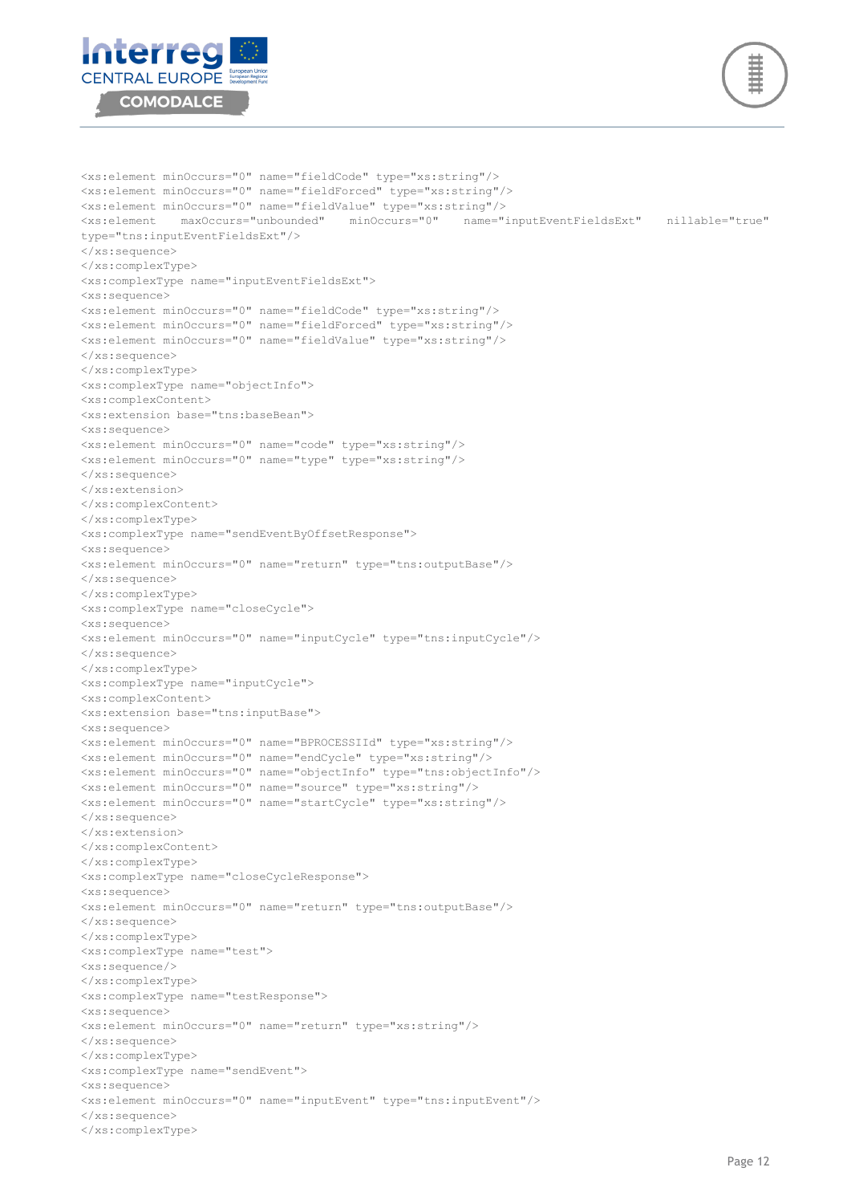```
<xs:element minOccurs="0" name="fieldCode" type="xs:string"/>
<xs:element minOccurs="0" name="fieldForced" type="xs:string"/>
<xs:element minOccurs="0" name="fieldValue" type="xs:string"/>
<xs:element maxOccurs="unbounded" minOccurs="0" name="inputEventFieldsExt" nillable="true"
type="tns:inputEventFieldsExt"/>
</xs:sequence>
</xs:complexType>
<xs:complexType name="inputEventFieldsExt">
<xs:sequence>
<xs:element minOccurs="0" name="fieldCode" type="xs:string"/>
<xs:element minOccurs="0" name="fieldForced" type="xs:string"/>
<xs:element minOccurs="0" name="fieldValue" type="xs:string"/>
</xs:sequence>
</xs:complexType>
<xs:complexType name="objectInfo">
<xs:complexContent>
<xs:extension base="tns:baseBean">
<xs:sequence>
<xs:element minOccurs="0" name="code" type="xs:string"/>
<xs:element minOccurs="0" name="type" type="xs:string"/>
</xs:sequence>
</xs:extension>
</xs:complexContent>
</xs:complexType>
<xs:complexType name="sendEventByOffsetResponse">
<xs:sequence>
<xs:element minOccurs="0" name="return" type="tns:outputBase"/>
</xs:sequence>
</xs:complexType>
<xs:complexType name="closeCycle">
<xs:sequence>
<xs:element minOccurs="0" name="inputCycle" type="tns:inputCycle"/>
</xs:sequence>
</xs:complexType>
<xs:complexType name="inputCycle">
<xs:complexContent>
<xs:extension base="tns:inputBase">
<xs:sequence>
<xs:element minOccurs="0" name="BPROCESSIId" type="xs:string"/>
<xs:element minOccurs="0" name="endCycle" type="xs:string"/>
<xs:element minOccurs="0" name="objectInfo" type="tns:objectInfo"/>
<xs:element minOccurs="0" name="source" type="xs:string"/>
<xs:element minOccurs="0" name="startCycle" type="xs:string"/>
</xs:sequence>
</xs:extension>
</xs:complexContent>
</xs:complexType>
<xs:complexType name="closeCycleResponse">
<xs:sequence>
<xs:element minOccurs="0" name="return" type="tns:outputBase"/>
</xs:sequence>
</xs:complexType>
<xs:complexType name="test">
<xs:sequence/>
</xs:complexType>
<xs:complexType name="testResponse">
<xs:sequence>
<xs:element minOccurs="0" name="return" type="xs:string"/>
</xs:sequence>
</xs:complexType>
<xs:complexType name="sendEvent">
<xs:sequence>
<xs:element minOccurs="0" name="inputEvent" type="tns:inputEvent"/>
</xs:sequence>
</xs:complexType>
```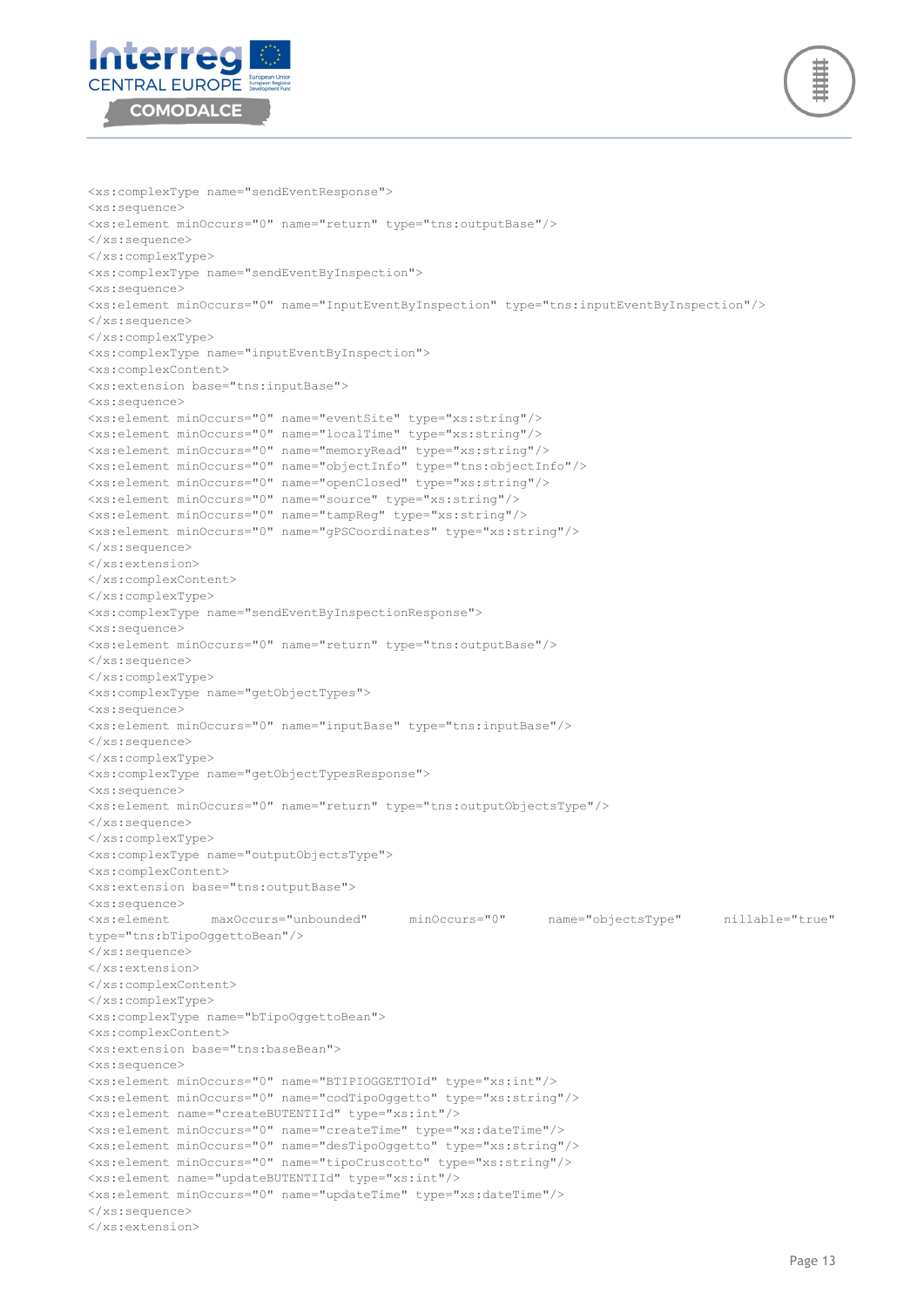```
<xs:complexType name="sendEventResponse">
<xs:sequence>
<xs:element minOccurs="0" name="return" type="tns:outputBase"/>
</xs:sequence>
</xs:complexType>
<xs:complexType name="sendEventByInspection">
<xs:sequence>
<xs:element minOccurs="0" name="InputEventByInspection" type="tns:inputEventByInspection"/>
</xs:sequence>
</xs:complexType>
<xs:complexType name="inputEventByInspection">
<xs:complexContent>
<xs:extension base="tns:inputBase">
<xs:sequence>
<xs:element minOccurs="0" name="eventSite" type="xs:string"/>
<xs:element minOccurs="0" name="localTime" type="xs:string"/>
<xs:element minOccurs="0" name="memoryRead" type="xs:string"/>
<xs:element minOccurs="0" name="objectInfo" type="tns:objectInfo"/>
<xs:element minOccurs="0" name="openClosed" type="xs:string"/>
<xs:element minOccurs="0" name="source" type="xs:string"/>
<xs:element minOccurs="0" name="tampReg" type="xs:string"/>
<xs:element minOccurs="0" name="gPSCoordinates" type="xs:string"/>
</xs:sequence>
</xs:extension>
</xs:complexContent>
</xs:complexType>
<xs:complexType name="sendEventByInspectionResponse">
<xs:sequence>
<xs:element minOccurs="0" name="return" type="tns:outputBase"/>
</xs:sequence>
</xs:complexType>
<xs:complexType name="getObjectTypes">
<xs:sequence>
<xs:element minOccurs="0" name="inputBase" type="tns:inputBase"/>
</xs:sequence>
</xs:complexType>
<xs:complexType name="getObjectTypesResponse">
<xs:sequence>
<xs:element minOccurs="0" name="return" type="tns:outputObjectsType"/>
</xs:sequence>
</xs:complexType>
<xs:complexType name="outputObjectsType">
<xs:complexContent>
<xs:extension base="tns:outputBase">
<xs:sequence>
<xs:element maxOccurs="unbounded" minOccurs="0" name="objectsType" nillable="true"
type="tns:bTipoOggettoBean"/>
</xs:sequence>
</xs:extension>
</xs:complexContent>
</xs:complexType>
<xs:complexType name="bTipoOggettoBean">
<xs:complexContent>
<xs:extension base="tns:baseBean">
<xs:sequence>
<xs:element minOccurs="0" name="BTIPIOGGETTOId" type="xs:int"/>
<xs:element minOccurs="0" name="codTipoOggetto" type="xs:string"/>
<xs:element name="createBUTENTIId" type="xs:int"/>
<xs:element minOccurs="0" name="createTime" type="xs:dateTime"/>
<xs:element minOccurs="0" name="desTipoOggetto" type="xs:string"/>
<xs:element minOccurs="0" name="tipoCruscotto" type="xs:string"/>
<xs:element name="updateBUTENTIId" type="xs:int"/>
<xs:element minOccurs="0" name="updateTime" type="xs:dateTime"/>
</xs:sequence>
</xs:extension>
```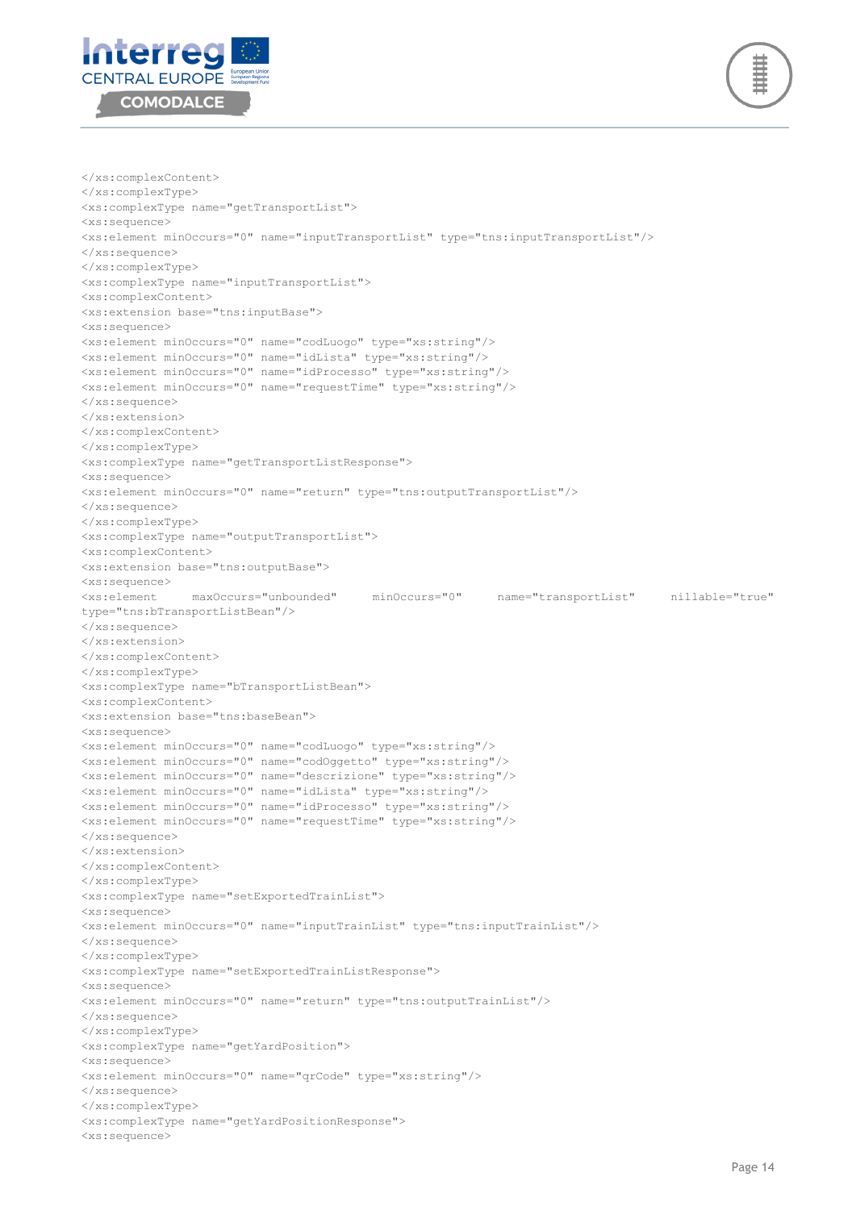```
</xs:complexContent>
</xs:complexType>
<xs:complexType name="getTransportList">
<xs:sequence>
<xs:element minOccurs="0" name="inputTransportList" type="tns:inputTransportList"/>
</xs:sequence>
</xs:complexType>
<xs:complexType name="inputTransportList">
<xs:complexContent>
<xs:extension base="tns:inputBase">
<xs:sequence>
<xs:element minOccurs="0" name="codLuogo" type="xs:string"/>
<xs:element minOccurs="0" name="idLista" type="xs:string"/>
<xs:element minOccurs="0" name="idProcesso" type="xs:string"/>
<xs:element minOccurs="0" name="requestTime" type="xs:string"/>
</xs:sequence>
</xs:extension>
</xs:complexContent>
</xs:complexType>
<xs:complexType name="getTransportListResponse">
<xs:sequence>
<xs:element minOccurs="0" name="return" type="tns:outputTransportList"/>
</xs:sequence>
</xs:complexType>
<xs:complexType name="outputTransportList">
<xs:complexContent>
<xs:extension base="tns:outputBase">
<xs:sequence>
<xs:element maxOccurs="unbounded" minOccurs="0" name="transportList" nillable="true"
type="tns:bTransportListBean"/>
</xs:sequence>
</xs:extension>
</xs:complexContent>
</xs:complexType>
<xs:complexType name="bTransportListBean">
<xs:complexContent>
<xs:extension base="tns:baseBean">
<xs:sequence>
<xs:element minOccurs="0" name="codLuogo" type="xs:string"/>
<xs:element minOccurs="0" name="codOggetto" type="xs:string"/>
<xs:element minOccurs="0" name="descrizione" type="xs:string"/>
<xs:element minOccurs="0" name="idLista" type="xs:string"/>
<xs:element minOccurs="0" name="idProcesso" type="xs:string"/>
<xs:element minOccurs="0" name="requestTime" type="xs:string"/>
</xs:sequence>
</xs:extension>
</xs:complexContent>
</xs:complexType>
<xs:complexType name="setExportedTrainList">
<xs:sequence>
<xs:element minOccurs="0" name="inputTrainList" type="tns:inputTrainList"/>
</xs:sequence>
</xs:complexType>
<xs:complexType name="setExportedTrainListResponse">
<xs:sequence>
<xs:element minOccurs="0" name="return" type="tns:outputTrainList"/>
</xs:sequence>
</xs:complexType>
<xs:complexType name="getYardPosition">
<xs:sequence>
<xs:element minOccurs="0" name="qrCode" type="xs:string"/>
</xs:sequence>
</xs:complexType>
<xs:complexType name="getYardPositionResponse">
<xs:sequence>
```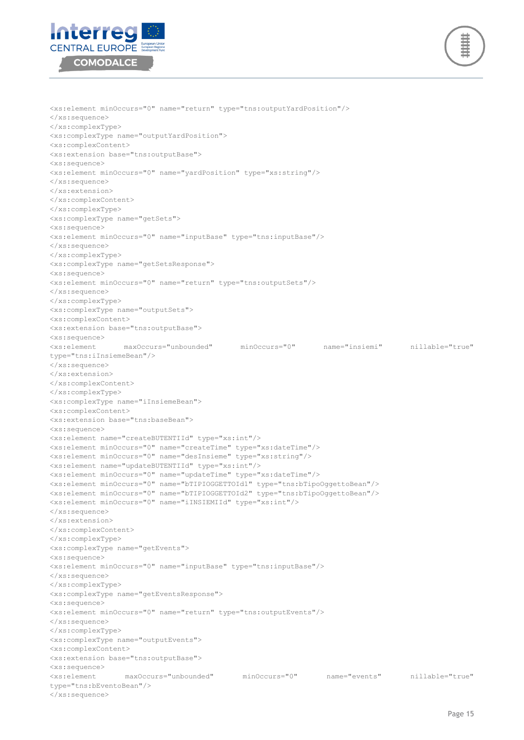```
<xs:element minOccurs="0" name="return" type="tns:outputYardPosition"/>
</xs:sequence>
</xs:complexType>
<xs:complexType name="outputYardPosition">
<xs:complexContent>
<xs:extension base="tns:outputBase">
<xs:sequence>
<xs:element minOccurs="0" name="yardPosition" type="xs:string"/>
</xs:sequence>
</xs:extension>
</xs:complexContent>
</xs:complexType>
<xs:complexType name="getSets">
<xs:sequence>
<xs:element minOccurs="0" name="inputBase" type="tns:inputBase"/>
</xs:sequence>
</xs:complexType>
<xs:complexType name="getSetsResponse">
<xs:sequence>
<xs:element minOccurs="0" name="return" type="tns:outputSets"/>
</xs:sequence>
</xs:complexType>
<xs:complexType name="outputSets">
<xs:complexContent>
<xs:extension base="tns:outputBase">
<xs:sequence>
<xs:element      maxOccurs="unbounded"      minOccurs="0"      name="insiemi"      nillable="true"
type="tns:iInsiemeBean"/>
</xs:sequence>
</xs:extension>
</xs:complexContent>
</xs:complexType>
<xs:complexType name="iInsiemeBean">
<xs:complexContent>
<xs:extension base="tns:baseBean">
<xs:sequence>
<xs:element name="createBUTENTIId" type="xs:int"/>
<xs:element minOccurs="0" name="createTime" type="xs:dateTime"/>
<xs:element minOccurs="0" name="desInsieme" type="xs:string"/>
<xs:element name="updateBUTENTIId" type="xs:int"/>
<xs:element minOccurs="0" name="updateTime" type="xs:dateTime"/>
<xs:element minOccurs="0" name="bTIPIOGGETTOId1" type="tns:bTipoOggettoBean"/>
<xs:element minOccurs="0" name="bTIPIOGGETTOId2" type="tns:bTipoOggettoBean"/>
<xs:element minOccurs="0" name="iINSIEMIId" type="xs:int"/>
</xs:sequence>
</xs:extension>
</xs:complexContent>
</xs:complexType>
<xs:complexType name="getEvents">
<xs:sequence>
<xs:element minOccurs="0" name="inputBase" type="tns:inputBase"/>
</xs:sequence>
</xs:complexType>
<xs:complexType name="getEventsResponse">
<xs:sequence>
<xs:element minOccurs="0" name="return" type="tns:outputEvents"/>
</xs:sequence>
</xs:complexType>
<xs:complexType name="outputEvents">
<xs:complexContent>
<xs:extension base="tns:outputBase">
<xs:sequence>
<xs:element      maxOccurs="unbounded"      minOccurs="0"      name="events"      nillable="true"
type="tns:bEventoBean"/>
</xs:sequence>
```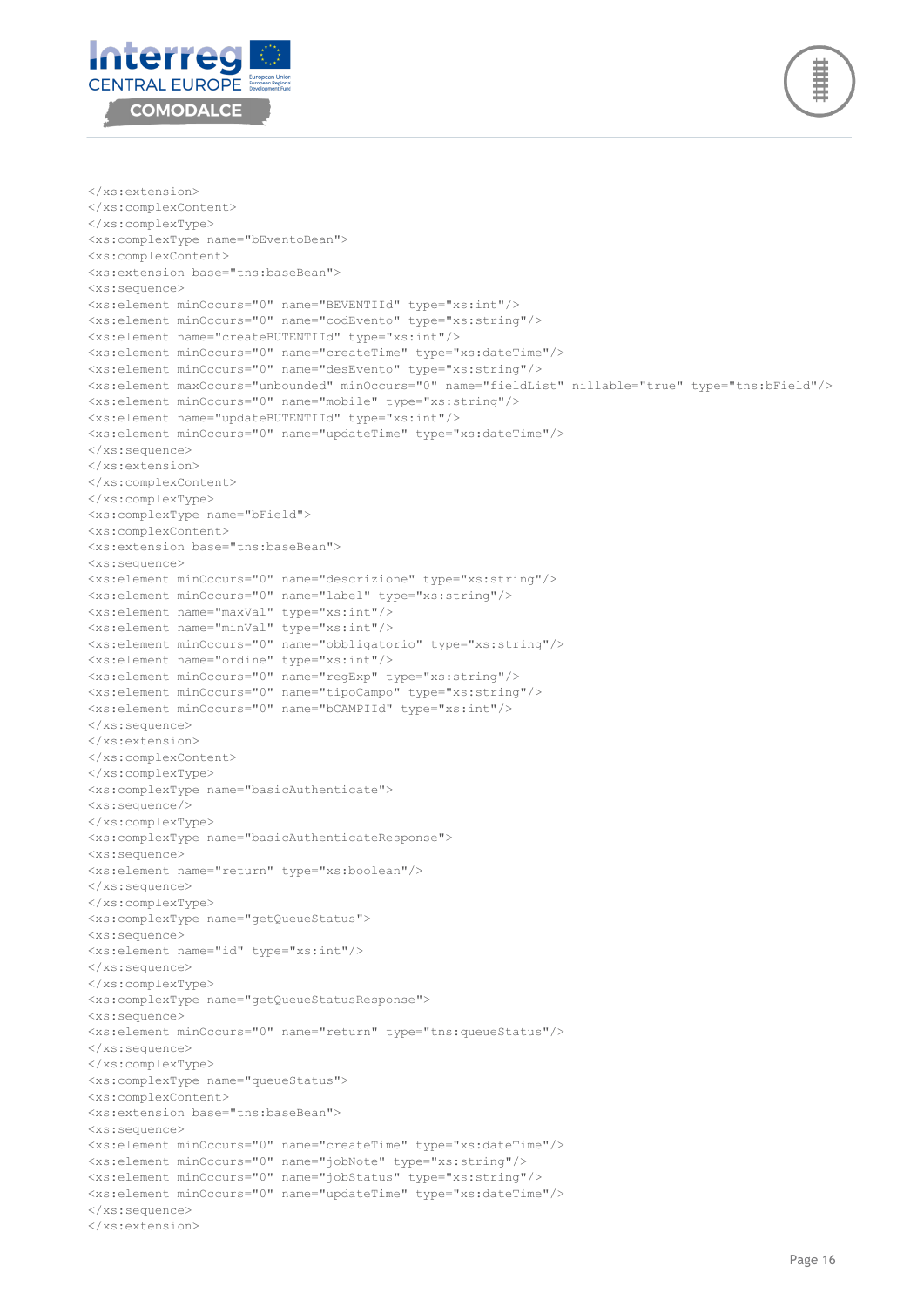```
</xs:extension>
</xs:complexContent>
</xs:complexType>
<xs:complexType name="bEventoBean">
<xs:complexContent>
<xs:extension base="tns:baseBean">
<xs:sequence>
<xs:element minOccurs="0" name="BEVENTIId" type="xs:int"/>
<xs:element minOccurs="0" name="codEvento" type="xs:string"/>
<xs:element name="createBUTENTIId" type="xs:int"/>
<xs:element minOccurs="0" name="createTime" type="xs:dateTime"/>
<xs:element minOccurs="0" name="desEvento" type="xs:string"/>
<xs:element maxOccurs="unbounded" minOccurs="0" name="fieldList" nillable="true" type="tns:bField"/>
<xs:element minOccurs="0" name="mobile" type="xs:string"/>
<xs:element name="updateBUTENTIId" type="xs:int"/>
<xs:element minOccurs="0" name="updateTime" type="xs:dateTime"/>
</xs:sequence>
</xs:extension>
</xs:complexContent>
</xs:complexType>
<xs:complexType name="bField">
<xs:complexContent>
<xs:extension base="tns:baseBean">
<xs:sequence>
<xs:element minOccurs="0" name="descrizione" type="xs:string"/>
<xs:element minOccurs="0" name="label" type="xs:string"/>
<xs:element name="maxVal" type="xs:int"/>
<xs:element name="minVal" type="xs:int"/>
<xs:element minOccurs="0" name="obbligatorio" type="xs:string"/>
<xs:element name="ordine" type="xs:int"/>
<xs:element minOccurs="0" name="regExp" type="xs:string"/>
<xs:element minOccurs="0" name="tipoCampo" type="xs:string"/>
<xs:element minOccurs="0" name="bCAMPIId" type="xs:int"/>
</xs:sequence>
</xs:extension>
</xs:complexContent>
</xs:complexType>
<xs:complexType name="basicAuthenticate">
<xs:sequence/>
</xs:complexType>
<xs:complexType name="basicAuthenticateResponse">
<xs:sequence>
<xs:element name="return" type="xs:boolean"/>
</xs:sequence>
</xs:complexType>
<xs:complexType name="getQueueStatus">
<xs:sequence>
<xs:element name="id" type="xs:int"/>
</xs:sequence>
</xs:complexType>
<xs:complexType name="getQueueStatusResponse">
<xs:sequence>
<xs:element minOccurs="0" name="return" type="tns:queueStatus"/>
</xs:sequence>
</xs:complexType>
<xs:complexType name="queueStatus">
<xs:complexContent>
<xs:extension base="tns:baseBean">
<xs:sequence>
<xs:element minOccurs="0" name="createTime" type="xs:dateTime"/>
<xs:element minOccurs="0" name="jobNote" type="xs:string"/>
<xs:element minOccurs="0" name="jobStatus" type="xs:string"/>
<xs:element minOccurs="0" name="updateTime" type="xs:dateTime"/>
</xs:sequence>
</xs:extension>
```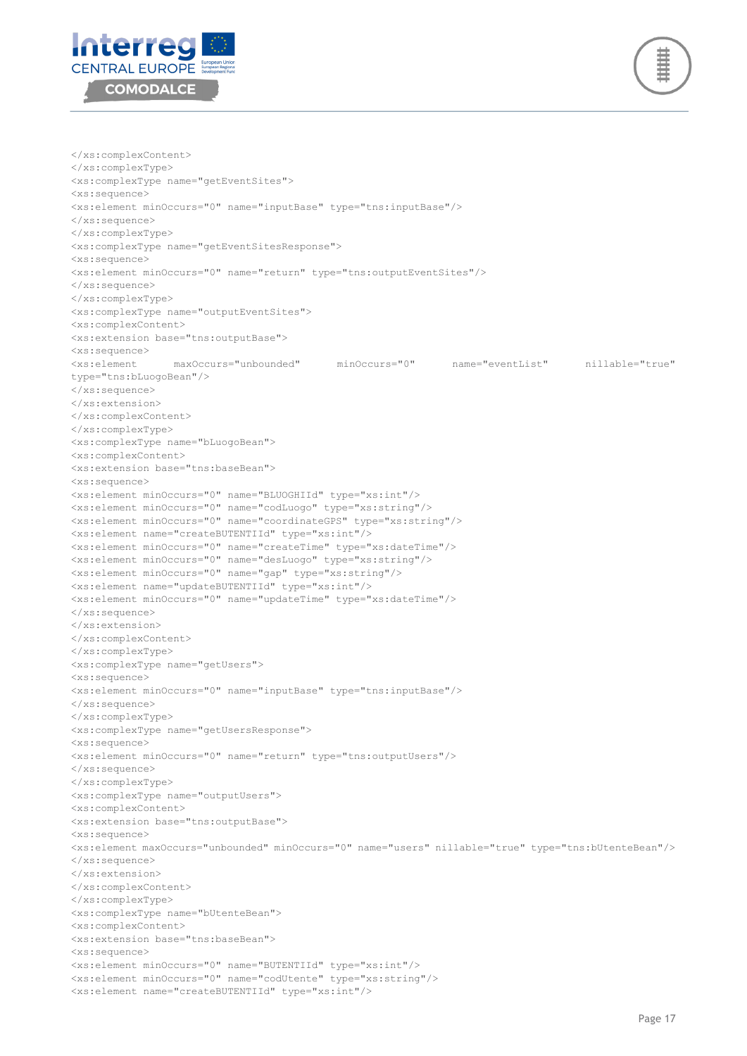```
</xs:complexContent>
</xs:complexType>
<xs:complexType name="getEventSites">
<xs:sequence>
<xs:element minOccurs="0" name="inputBase" type="tns:inputBase"/>
</xs:sequence>
</xs:complexType>
<xs:complexType name="getEventSitesResponse">
<xs:sequence>
<xs:element minOccurs="0" name="return" type="tns:outputEventSites"/>
</xs:sequence>
</xs:complexType>
<xs:complexType name="outputEventSites">
<xs:complexContent>
<xs:extension base="tns:outputBase">
<xs:sequence>
<xs:element      maxOccurs="unbounded"      minOccurs="0"      name="eventList"      nillable="true"
type="tns:bLuogoBean"/>
</xs:sequence>
</xs:extension>
</xs:complexContent>
</xs:complexType>
<xs:complexType name="bLuogoBean">
<xs:complexContent>
<xs:extension base="tns:baseBean">
<xs:sequence>
<xs:element minOccurs="0" name="BLUOGHIId" type="xs:int"/>
<xs:element minOccurs="0" name="codLuogo" type="xs:string"/>
<xs:element minOccurs="0" name="coordinateGPS" type="xs:string"/>
<xs:element name="createBUTENTIId" type="xs:int"/>
<xs:element minOccurs="0" name="createTime" type="xs:dateTime"/>
<xs:element minOccurs="0" name="desLuogo" type="xs:string"/>
<xs:element minOccurs="0" name="gap" type="xs:string"/>
<xs:element name="updateBUTENTIId" type="xs:int"/>
<xs:element minOccurs="0" name="updateTime" type="xs:dateTime"/>
</xs:sequence>
</xs:extension>
</xs:complexContent>
</xs:complexType>
<xs:complexType name="getUsers">
<xs:sequence>
<xs:element minOccurs="0" name="inputBase" type="tns:inputBase"/>
</xs:sequence>
</xs:complexType>
<xs:complexType name="getUsersResponse">
<xs:sequence>
<xs:element minOccurs="0" name="return" type="tns:outputUsers"/>
</xs:sequence>
</xs:complexType>
<xs:complexType name="outputUsers">
<xs:complexContent>
<xs:extension base="tns:outputBase">
<xs:sequence>
<xs:element maxOccurs="unbounded" minOccurs="0" name="users" nillable="true" type="tns:bUtenteBean"/>
</xs:sequence>
</xs:extension>
</xs:complexContent>
</xs:complexType>
<xs:complexType name="bUtenteBean">
<xs:complexContent>
<xs:extension base="tns:baseBean">
<xs:sequence>
<xs:element minOccurs="0" name="BUTENTIId" type="xs:int"/>
<xs:element minOccurs="0" name="codUtente" type="xs:string"/>
<xs:element name="createBUTENTIId" type="xs:int"/>
```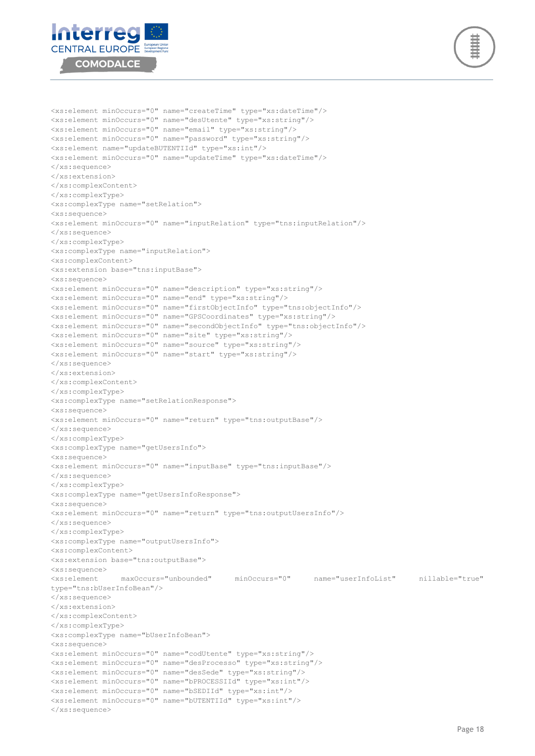```
<xs:element minOccurs="0" name="createTime" type="xs:dateTime"/>
<xs:element minOccurs="0" name="desUtente" type="xs:string"/>
<xs:element minOccurs="0" name="email" type="xs:string"/>
<xs:element minOccurs="0" name="password" type="xs:string"/>
<xs:element name="updateBUTENTIId" type="xs:int"/>
<xs:element minOccurs="0" name="updateTime" type="xs:dateTime"/>
</xs:sequence>
</xs:extension>
</xs:complexContent>
</xs:complexType>
<xs:complexType name="setRelation">
<xs:sequence>
<xs:element minOccurs="0" name="inputRelation" type="tns:inputRelation"/>
</xs:sequence>
</xs:complexType>
<xs:complexType name="inputRelation">
<xs:complexContent>
<xs:extension base="tns:inputBase">
<xs:sequence>
<xs:element minOccurs="0" name="description" type="xs:string"/>
<xs:element minOccurs="0" name="end" type="xs:string"/>
<xs:element minOccurs="0" name="firstObjectInfo" type="tns:objectInfo"/>
<xs:element minOccurs="0" name="GPSCoordinates" type="xs:string"/>
<xs:element minOccurs="0" name="secondObjectInfo" type="tns:objectInfo"/>
<xs:element minOccurs="0" name="site" type="xs:string"/>
<xs:element minOccurs="0" name="source" type="xs:string"/>
<xs:element minOccurs="0" name="start" type="xs:string"/>
</xs:sequence>
</xs:extension>
</xs:complexContent>
</xs:complexType>
<xs:complexType name="setRelationResponse">
<xs:sequence>
<xs:element minOccurs="0" name="return" type="tns:outputBase"/>
</xs:sequence>
</xs:complexType>
<xs:complexType name="getUsersInfo">
<xs:sequence>
<xs:element minOccurs="0" name="inputBase" type="tns:inputBase"/>
</xs:sequence>
</xs:complexType>
<xs:complexType name="getUsersInfoResponse">
<xs:sequence>
<xs:element minOccurs="0" name="return" type="tns:outputUsersInfo"/>
</xs:sequence>
</xs:complexType>
<xs:complexType name="outputUsersInfo">
<xs:complexContent>
<xs:extension base="tns:outputBase">
<xs:sequence>
<xs:element     maxOccurs="unbounded"     minOccurs="0"     name="userInfoList"     nillable="true"
type="tns:bUserInfoBean"/>
</xs:sequence>
</xs:extension>
</xs:complexContent>
</xs:complexType>
<xs:complexType name="bUserInfoBean">
<xs:sequence>
<xs:element minOccurs="0" name="codUtente" type="xs:string"/>
<xs:element minOccurs="0" name="desProcesso" type="xs:string"/>
<xs:element minOccurs="0" name="desSede" type="xs:string"/>
<xs:element minOccurs="0" name="bPROCESSIId" type="xs:int"/>
<xs:element minOccurs="0" name="bSEDIId" type="xs:int"/>
<xs:element minOccurs="0" name="bUTENTIId" type="xs:int"/>
</xs:sequence>
```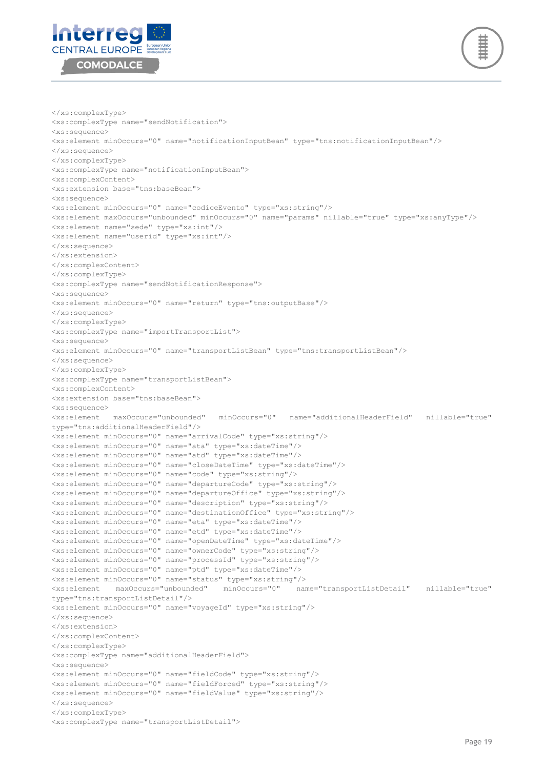```
</xs:complexType>
<xs:complexType name="sendNotification">
<xs:sequence>
<xs:element minOccurs="0" name="notificationInputBean" type="tns:notificationInputBean"/>
</xs:sequence>
</xs:complexType>
<xs:complexType name="notificationInputBean">
<xs:complexContent>
<xs:extension base="tns:baseBean">
<xs:sequence>
<xs:element minOccurs="0" name="codiceEvento" type="xs:string"/>
<xs:element maxOccurs="unbounded" minOccurs="0" name="params" nillable="true" type="xs:anyType"/>
<xs:element name="sede" type="xs:int"/>
<xs:element name="userid" type="xs:int"/>
</xs:sequence>
</xs:extension>
</xs:complexContent>
</xs:complexType>
<xs:complexType name="sendNotificationResponse">
<xs:sequence>
<xs:element minOccurs="0" name="return" type="tns:outputBase"/>
</xs:sequence>
</xs:complexType>
<xs:complexType name="importTransportList">
<xs:sequence>
<xs:element minOccurs="0" name="transportListBean" type="tns:transportListBean"/>
</xs:sequence>
</xs:complexType>
<xs:complexType name="transportListBean">
<xs:complexContent>
<xs:extension base="tns:baseBean">
<xs:sequence>
<xs:element   maxOccurs="unbounded"   minOccurs="0"   name="additionalHeaderField"   nillable="true"
type="tns:additionalHeaderField"/>
<xs:element minOccurs="0" name="arrivalCode" type="xs:string"/>
<xs:element minOccurs="0" name="ata" type="xs:dateTime"/>
<xs:element minOccurs="0" name="atd" type="xs:dateTime"/>
<xs:element minOccurs="0" name="closeDateTime" type="xs:dateTime"/>
<xs:element minOccurs="0" name="code" type="xs:string"/>
<xs:element minOccurs="0" name="departureCode" type="xs:string"/>
<xs:element minOccurs="0" name="departureOffice" type="xs:string"/>
<xs:element minOccurs="0" name="description" type="xs:string"/>
<xs:element minOccurs="0" name="destinationOffice" type="xs:string"/>
<xs:element minOccurs="0" name="eta" type="xs:dateTime"/>
<xs:element minOccurs="0" name="etd" type="xs:dateTime"/>
<xs:element minOccurs="0" name="openDateTime" type="xs:dateTime"/>
<xs:element minOccurs="0" name="ownerCode" type="xs:string"/>
<xs:element minOccurs="0" name="processId" type="xs:string"/>
<xs:element minOccurs="0" name="ptd" type="xs:dateTime"/>
<xs:element minOccurs="0" name="status" type="xs:string"/>
<xs:element   maxOccurs="unbounded"   minOccurs="0"   name="transportListDetail"   nillable="true"
type="tns:transportListDetail"/>
<xs:element minOccurs="0" name="voyageId" type="xs:string"/>
</xs:sequence>
</xs:extension>
</xs:complexContent>
</xs:complexType>
<xs:complexType name="additionalHeaderField">
<xs:sequence>
<xs:element minOccurs="0" name="fieldCode" type="xs:string"/>
<xs:element minOccurs="0" name="fieldForced" type="xs:string"/>
<xs:element minOccurs="0" name="fieldValue" type="xs:string"/>
</xs:sequence>
</xs:complexType>
<xs:complexType name="transportListDetail">
```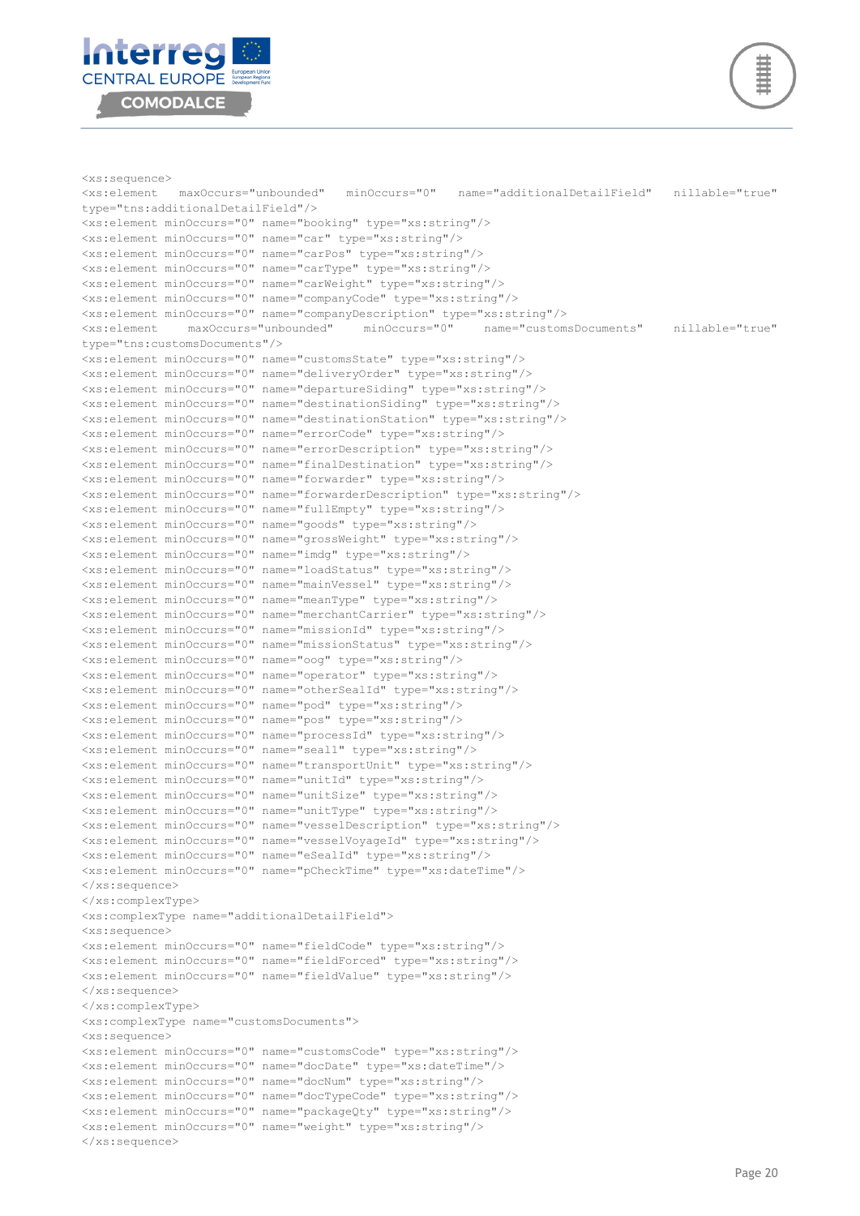```
<xs:sequence>
<xs:element maxOccurs="unbounded" minOccurs="0" name="additionalDetailField" nillable="true" type="tns:additionalDetailField"/>
<xs:element minOccurs="0" name="booking" type="xs:string"/>
<xs:element minOccurs="0" name="car" type="xs:string"/>
<xs:element minOccurs="0" name="carPos" type="xs:string"/>
<xs:element minOccurs="0" name="carType" type="xs:string"/>
<xs:element minOccurs="0" name="carWeight" type="xs:string"/>
<xs:element minOccurs="0" name="companyCode" type="xs:string"/>
<xs:element minOccurs="0" name="companyDescription" type="xs:string"/>
<xs:element maxOccurs="unbounded" minOccurs="0" name="customsDocuments" nillable="true" type="tns:customsDocuments"/>
<xs:element minOccurs="0" name="customsState" type="xs:string"/>
<xs:element minOccurs="0" name="deliveryOrder" type="xs:string"/>
<xs:element minOccurs="0" name="departureSiding" type="xs:string"/>
<xs:element minOccurs="0" name="destinationSiding" type="xs:string"/>
<xs:element minOccurs="0" name="destinationStation" type="xs:string"/>
<xs:element minOccurs="0" name="errorCode" type="xs:string"/>
<xs:element minOccurs="0" name="errorDescription" type="xs:string"/>
<xs:element minOccurs="0" name="finalDestination" type="xs:string"/>
<xs:element minOccurs="0" name="forwarder" type="xs:string"/>
<xs:element minOccurs="0" name="forwarderDescription" type="xs:string"/>
<xs:element minOccurs="0" name="fullEmpty" type="xs:string"/>
<xs:element minOccurs="0" name="goods" type="xs:string"/>
<xs:element minOccurs="0" name="grossWeight" type="xs:string"/>
<xs:element minOccurs="0" name="imdg" type="xs:string"/>
<xs:element minOccurs="0" name="loadStatus" type="xs:string"/>
<xs:element minOccurs="0" name="mainVessel" type="xs:string"/>
<xs:element minOccurs="0" name="meanType" type="xs:string"/>
<xs:element minOccurs="0" name="merchantCarrier" type="xs:string"/>
<xs:element minOccurs="0" name="missionId" type="xs:string"/>
<xs:element minOccurs="0" name="missionStatus" type="xs:string"/>
<xs:element minOccurs="0" name="oog" type="xs:string"/>
<xs:element minOccurs="0" name="operator" type="xs:string"/>
<xs:element minOccurs="0" name="otherSealId" type="xs:string"/>
<xs:element minOccurs="0" name="pod" type="xs:string"/>
<xs:element minOccurs="0" name="pos" type="xs:string"/>
<xs:element minOccurs="0" name="processId" type="xs:string"/>
<xs:element minOccurs="0" name="seal1" type="xs:string"/>
<xs:element minOccurs="0" name="transportUnit" type="xs:string"/>
<xs:element minOccurs="0" name="unitId" type="xs:string"/>
<xs:element minOccurs="0" name="unitSize" type="xs:string"/>
<xs:element minOccurs="0" name="unitType" type="xs:string"/>
<xs:element minOccurs="0" name="vesselDescription" type="xs:string"/>
<xs:element minOccurs="0" name="vesselVoyageId" type="xs:string"/>
<xs:element minOccurs="0" name="eSealId" type="xs:string"/>
<xs:element minOccurs="0" name="pCheckTime" type="xs:dateTime"/>
</xs:sequence>
</xs:complexType>
<xs:complexType name="additionalDetailField">
<xs:sequence>
<xs:element minOccurs="0" name="fieldCode" type="xs:string"/>
<xs:element minOccurs="0" name="fieldForced" type="xs:string"/>
<xs:element minOccurs="0" name="fieldValue" type="xs:string"/>
</xs:sequence>
</xs:complexType>
<xs:complexType name="customsDocuments">
<xs:sequence>
<xs:element minOccurs="0" name="customsCode" type="xs:string"/>
<xs:element minOccurs="0" name="docDate" type="xs:dateTime"/>
<xs:element minOccurs="0" name="docNum" type="xs:string"/>
<xs:element minOccurs="0" name="docTypeCode" type="xs:string"/>
<xs:element minOccurs="0" name="packageQty" type="xs:string"/>
<xs:element minOccurs="0" name="weight" type="xs:string"/>
</xs:sequence>
```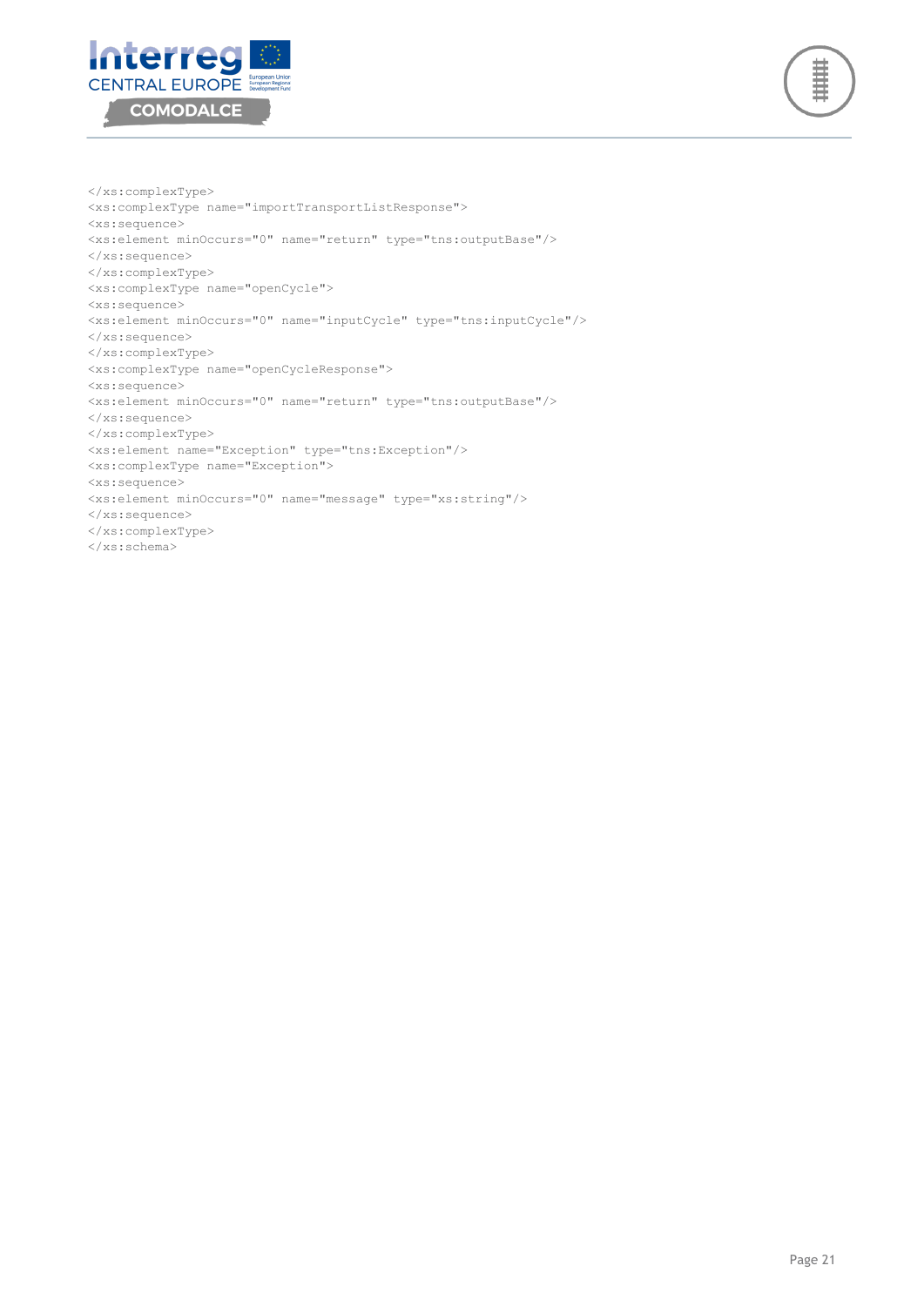```
</xs:complexType>
<xs:complexType name="importTransportListResponse">
<xs:sequence>
<xs:element minOccurs="0" name="return" type="tns:outputBase"/>
</xs:sequence>
</xs:complexType>
<xs:complexType name="openCycle">
<xs:sequence>
<xs:element minOccurs="0" name="inputCycle" type="tns:inputCycle"/>
</xs:sequence>
</xs:complexType>
<xs:complexType name="openCycleResponse">
<xs:sequence>
<xs:element minOccurs="0" name="return" type="tns:outputBase"/>
</xs:sequence>
</xs:complexType>
<xs:element name="Exception" type="tns:Exception"/>
<xs:complexType name="Exception">
<xs:sequence>
<xs:element minOccurs="0" name="message" type="xs:string"/>
</xs:sequence>
</xs:complexType>
</xs:schema>
```